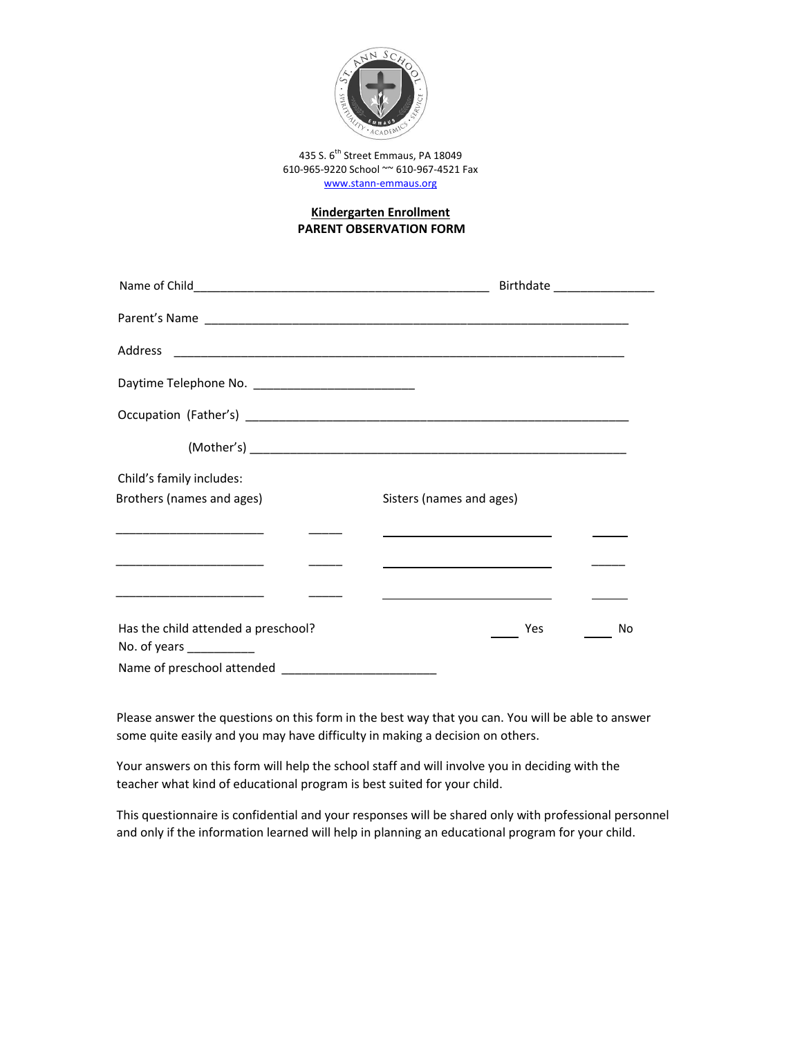435 S. 6th Street Emmaus, PA 18049
610-965-9220 School ~~ 610-967-4521 Fax
www.stann-emmaus.org

**Kindergarten Enrollment**
**PARENT OBSERVATION FORM**

Name of Child_____________________________________________ Birthdate _______________

Parent's Name _________________________________________________________________

Address ______________________________________________________________________

Daytime Telephone No. ________________________

Occupation (Father's) __________________________________________________________

(Mother's) __________________________________________________________

Child's family includes:

| Brothers (names and ages) | | Sisters (names and ages) | |
|---|---|---|---|
| ______________________ | _____ | ______________________ | _____ |
| ______________________ | _____ | ______________________ | _____ |
| ______________________ | _____ | ______________________ | _____ |

Has the child attended a preschool? ____ Yes ____ No

No. of years __________

Name of preschool attended _______________________

Please answer the questions on this form in the best way that you can. You will be able to answer some quite easily and you may have difficulty in making a decision on others.

Your answers on this form will help the school staff and will involve you in deciding with the teacher what kind of educational program is best suited for your child.

This questionnaire is confidential and your responses will be shared only with professional personnel and only if the information learned will help in planning an educational program for your child.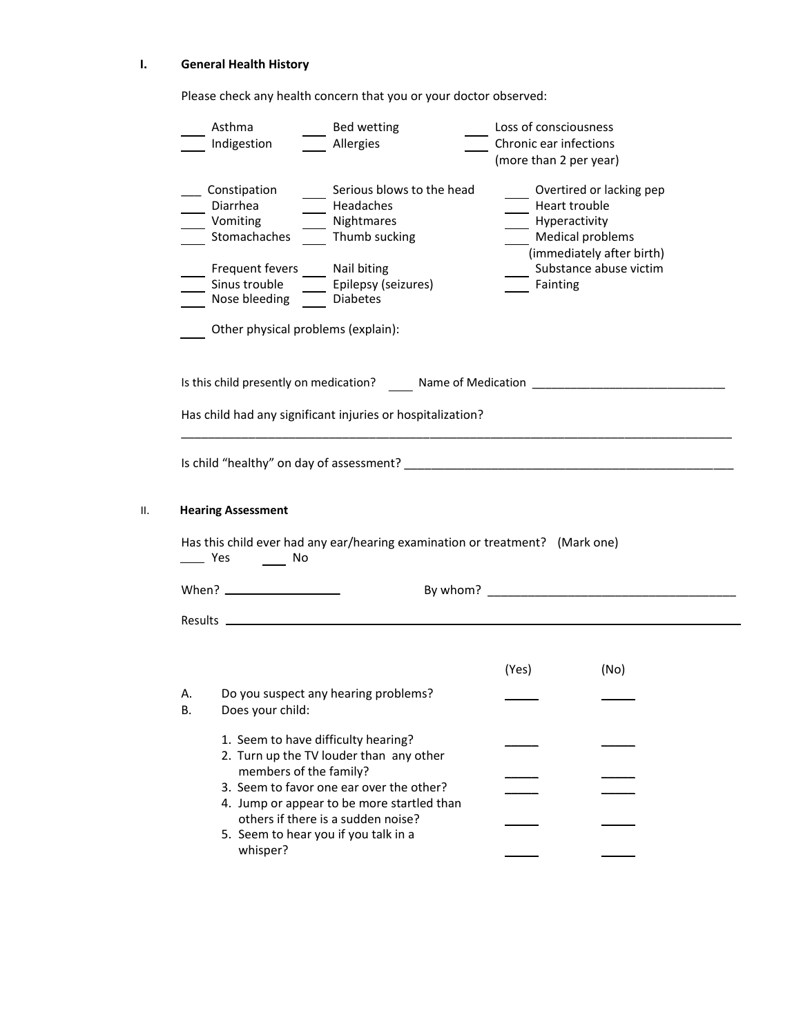## I. General Health History

Please check any health concern that you or your doctor observed:

| | | |
|---|---|---|
| ____ Asthma | ____ Bed wetting | ____ Loss of consciousness |
| ____ Indigestion | ____ Allergies | ____ Chronic ear infections (more than 2 per year) |
| ___ Constipation | ____ Serious blows to the head | ____ Overtired or lacking pep |
| ____ Diarrhea | ____ Headaches | ____ Heart trouble |
| ____ Vomiting | ____ Nightmares | ____ Hyperactivity |
| ____ Stomachaches | ____ Thumb sucking | ____ Medical problems (immediately after birth) |
| ____ Frequent fevers | ____ Nail biting | ____ Substance abuse victim |
| ____ Sinus trouble | ____ Epilepsy (seizures) | ____ Fainting |
| ____ Nose bleeding | ____ Diabetes | |

____ Other physical problems (explain):

Is this child presently on medication? ____ Name of Medication ______________________________

Has child had any significant injuries or hospitalization?

_____________________________________________________________________________________

Is child "healthy" on day of assessment? ___________________________________________________

## II. Hearing Assessment

Has this child ever had any ear/hearing examination or treatment? (Mark one)

____ Yes ____ No

When? __________________ By whom? ______________________________________

Results ______________________________________________________________________________

| | | (Yes) | (No) |
|---|---|---|---|
| A. | Do you suspect any hearing problems? | _____ | _____ |
| B. | Does your child: | | |
| | 1. Seem to have difficulty hearing? | _____ | _____ |
| | 2. Turn up the TV louder than any other members of the family? | _____ | _____ |
| | 3. Seem to favor one ear over the other? | _____ | _____ |
| | 4. Jump or appear to be more startled than others if there is a sudden noise? | _____ | _____ |
| | 5. Seem to hear you if you talk in a whisper? | _____ | _____ |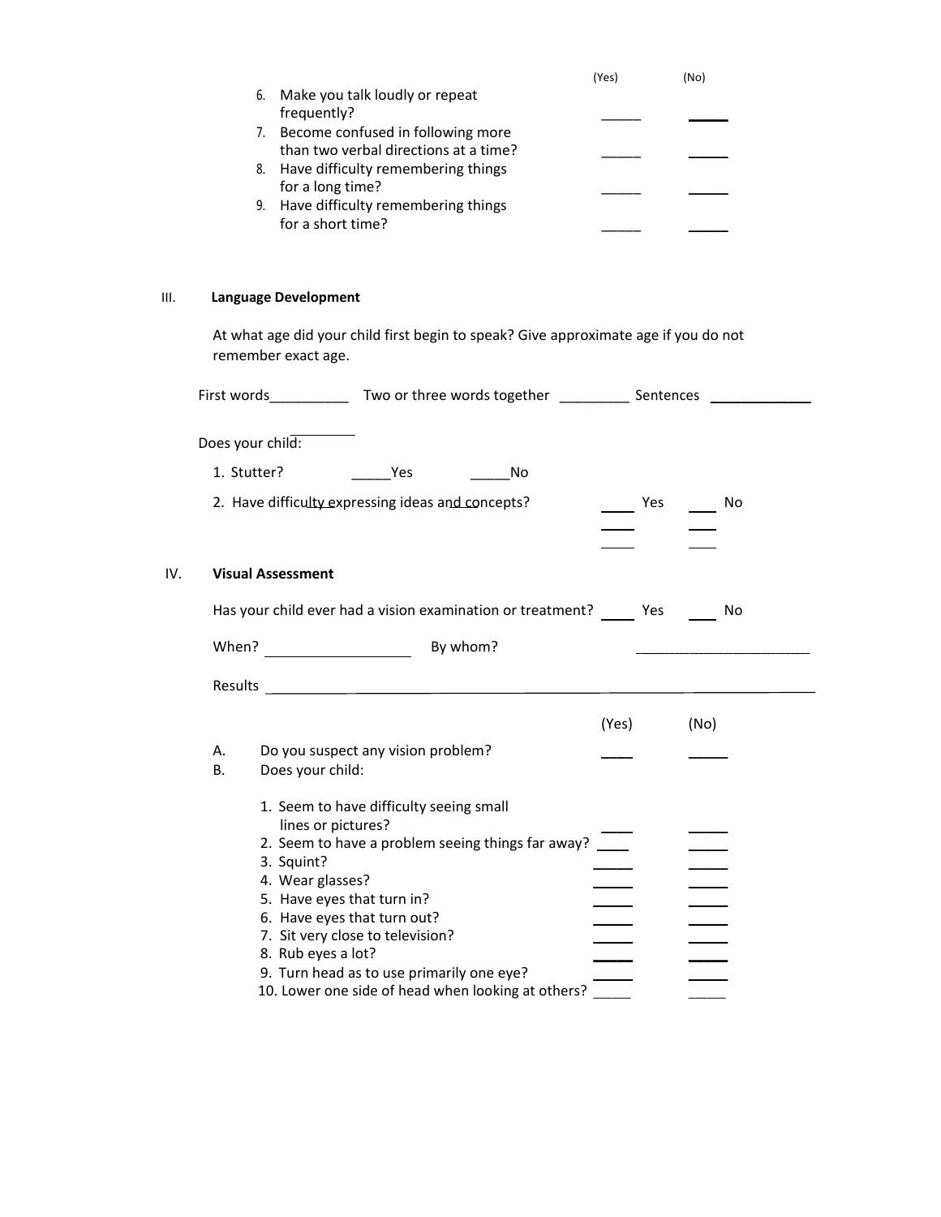| | (Yes) | (No) |
|---|---|---|
| 6. Make you talk loudly or repeat frequently? | _____ | _____ |
| 7. Become confused in following more than two verbal directions at a time? | _____ | _____ |
| 8. Have difficulty remembering things for a long time? | _____ | _____ |
| 9. Have difficulty remembering things for a short time? | _____ | _____ |

III. **Language Development**

At what age did your child first begin to speak? Give approximate age if you do not remember exact age.

First words__________ Two or three words together _________ Sentences _____________

Does your child:

1. Stutter? _____Yes _____No
2. Have difficulty expressing ideas and concepts? ____ Yes ____ No

IV. **Visual Assessment**

Has your child ever had a vision examination or treatment? ____ Yes ____ No

When? __________________ By whom? ______________________

Results ________________________________________________________________

| | | (Yes) | (No) |
|---|---|---|---|
| A. | Do you suspect any vision problem? | ____ | _____ |
| B. | Does your child: | | |
| | 1. Seem to have difficulty seeing small lines or pictures? | ____ | _____ |
| | 2. Seem to have a problem seeing things far away? | ____ | _____ |
| | 3. Squint? | _____ | _____ |
| | 4. Wear glasses? | _____ | _____ |
| | 5. Have eyes that turn in? | _____ | _____ |
| | 6. Have eyes that turn out? | _____ | _____ |
| | 7. Sit very close to television? | _____ | _____ |
| | 8. Rub eyes a lot? | _____ | _____ |
| | 9. Turn head as to use primarily one eye? | _____ | _____ |
| | 10. Lower one side of head when looking at others? | _____ | _____ |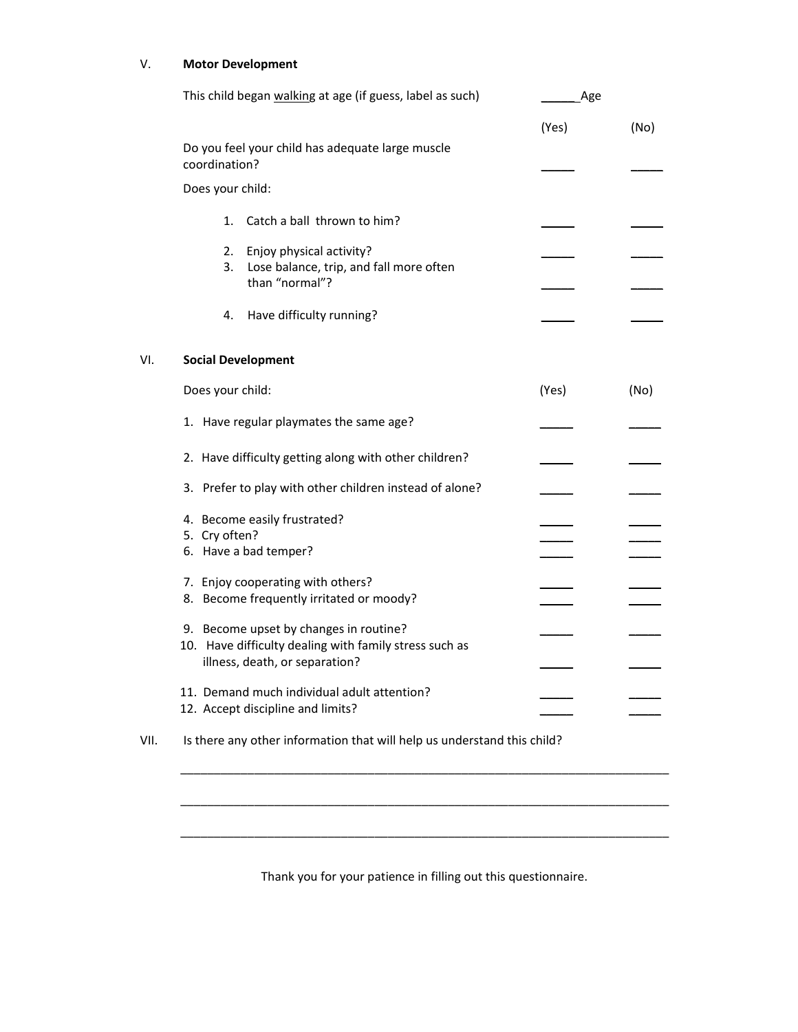## V. Motor Development

This child began walking at age (if guess, label as such) _____ Age

| | (Yes) | (No) |
|---|---|---|
| Do you feel your child has adequate large muscle coordination? | _____ | _____ |
| Does your child: | | |
| 1. Catch a ball thrown to him? | _____ | _____ |
| 2. Enjoy physical activity? | _____ | _____ |
| 3. Lose balance, trip, and fall more often than "normal"? | _____ | _____ |
| 4. Have difficulty running? | _____ | _____ |

## VI. Social Development

| Does your child: | (Yes) | (No) |
|---|---|---|
| 1. Have regular playmates the same age? | _____ | _____ |
| 2. Have difficulty getting along with other children? | _____ | _____ |
| 3. Prefer to play with other children instead of alone? | _____ | _____ |
| 4. Become easily frustrated? | _____ | _____ |
| 5. Cry often? | _____ | _____ |
| 6. Have a bad temper? | _____ | _____ |
| 7. Enjoy cooperating with others? | _____ | _____ |
| 8. Become frequently irritated or moody? | _____ | _____ |
| 9. Become upset by changes in routine? | _____ | _____ |
| 10. Have difficulty dealing with family stress such as illness, death, or separation? | _____ | _____ |
| 11. Demand much individual adult attention? | _____ | _____ |
| 12. Accept discipline and limits? | _____ | _____ |

## VII. Is there any other information that will help us understand this child?

___________________________________________________________________________

___________________________________________________________________________

___________________________________________________________________________

Thank you for your patience in filling out this questionnaire.